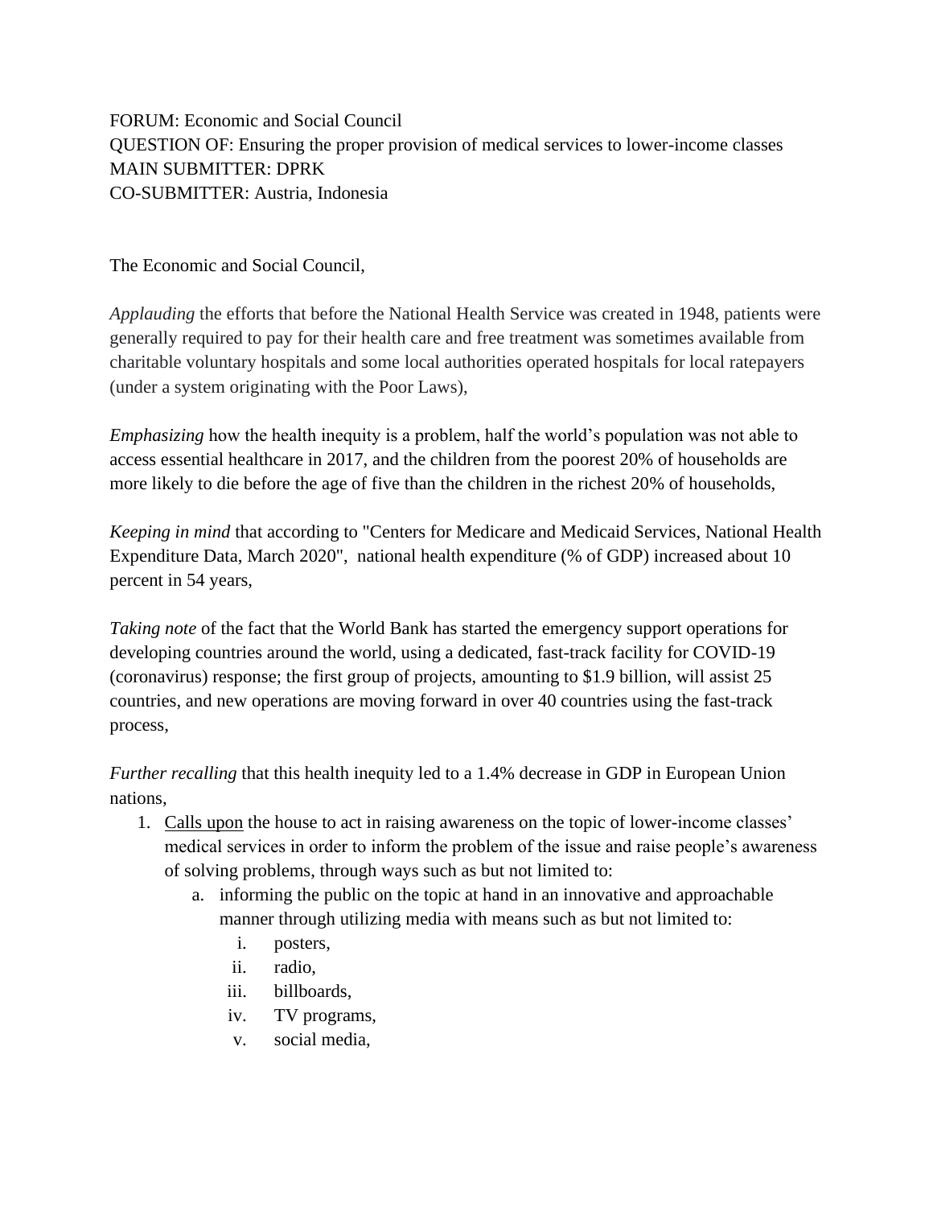FORUM: Economic and Social Council
QUESTION OF: Ensuring the proper provision of medical services to lower-income classes
MAIN SUBMITTER: DPRK
CO-SUBMITTER: Austria, Indonesia

The Economic and Social Council,

*Applauding* the efforts that before the National Health Service was created in 1948, patients were generally required to pay for their health care and free treatment was sometimes available from charitable voluntary hospitals and some local authorities operated hospitals for local ratepayers (under a system originating with the Poor Laws),

*Emphasizing* how the health inequity is a problem, half the world's population was not able to access essential healthcare in 2017, and the children from the poorest 20% of households are more likely to die before the age of five than the children in the richest 20% of households,

*Keeping in mind* that according to "Centers for Medicare and Medicaid Services, National Health Expenditure Data, March 2020", national health expenditure (% of GDP) increased about 10 percent in 54 years,

*Taking note* of the fact that the World Bank has started the emergency support operations for developing countries around the world, using a dedicated, fast-track facility for COVID-19 (coronavirus) response; the first group of projects, amounting to $1.9 billion, will assist 25 countries, and new operations are moving forward in over 40 countries using the fast-track process,

*Further recalling* that this health inequity led to a 1.4% decrease in GDP in European Union nations,

1. <u>Calls upon</u> the house to act in raising awareness on the topic of lower-income classes' medical services in order to inform the problem of the issue and raise people's awareness of solving problems, through ways such as but not limited to:
    a. informing the public on the topic at hand in an innovative and approachable manner through utilizing media with means such as but not limited to:
        i. posters,
        ii. radio,
        iii. billboards,
        iv. TV programs,
        v. social media,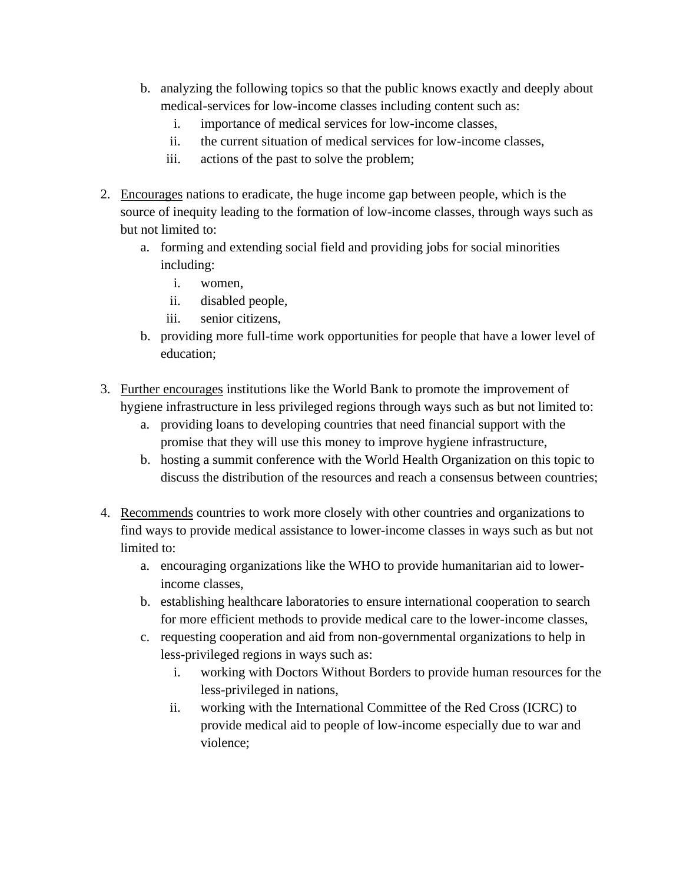b. analyzing the following topics so that the public knows exactly and deeply about medical-services for low-income classes including content such as:
    i. importance of medical services for low-income classes,
    ii. the current situation of medical services for low-income classes,
    iii. actions of the past to solve the problem;

2. <u>Encourages</u> nations to eradicate, the huge income gap between people, which is the source of inequity leading to the formation of low-income classes, through ways such as but not limited to:
    a. forming and extending social field and providing jobs for social minorities including:
        i. women,
        ii. disabled people,
        iii. senior citizens,
    b. providing more full-time work opportunities for people that have a lower level of education;

3. <u>Further encourages</u> institutions like the World Bank to promote the improvement of hygiene infrastructure in less privileged regions through ways such as but not limited to:
    a. providing loans to developing countries that need financial support with the promise that they will use this money to improve hygiene infrastructure,
    b. hosting a summit conference with the World Health Organization on this topic to discuss the distribution of the resources and reach a consensus between countries;

4. <u>Recommends</u> countries to work more closely with other countries and organizations to find ways to provide medical assistance to lower-income classes in ways such as but not limited to:
    a. encouraging organizations like the WHO to provide humanitarian aid to lower-income classes,
    b. establishing healthcare laboratories to ensure international cooperation to search for more efficient methods to provide medical care to the lower-income classes,
    c. requesting cooperation and aid from non-governmental organizations to help in less-privileged regions in ways such as:
        i. working with Doctors Without Borders to provide human resources for the less-privileged in nations,
        ii. working with the International Committee of the Red Cross (ICRC) to provide medical aid to people of low-income especially due to war and violence;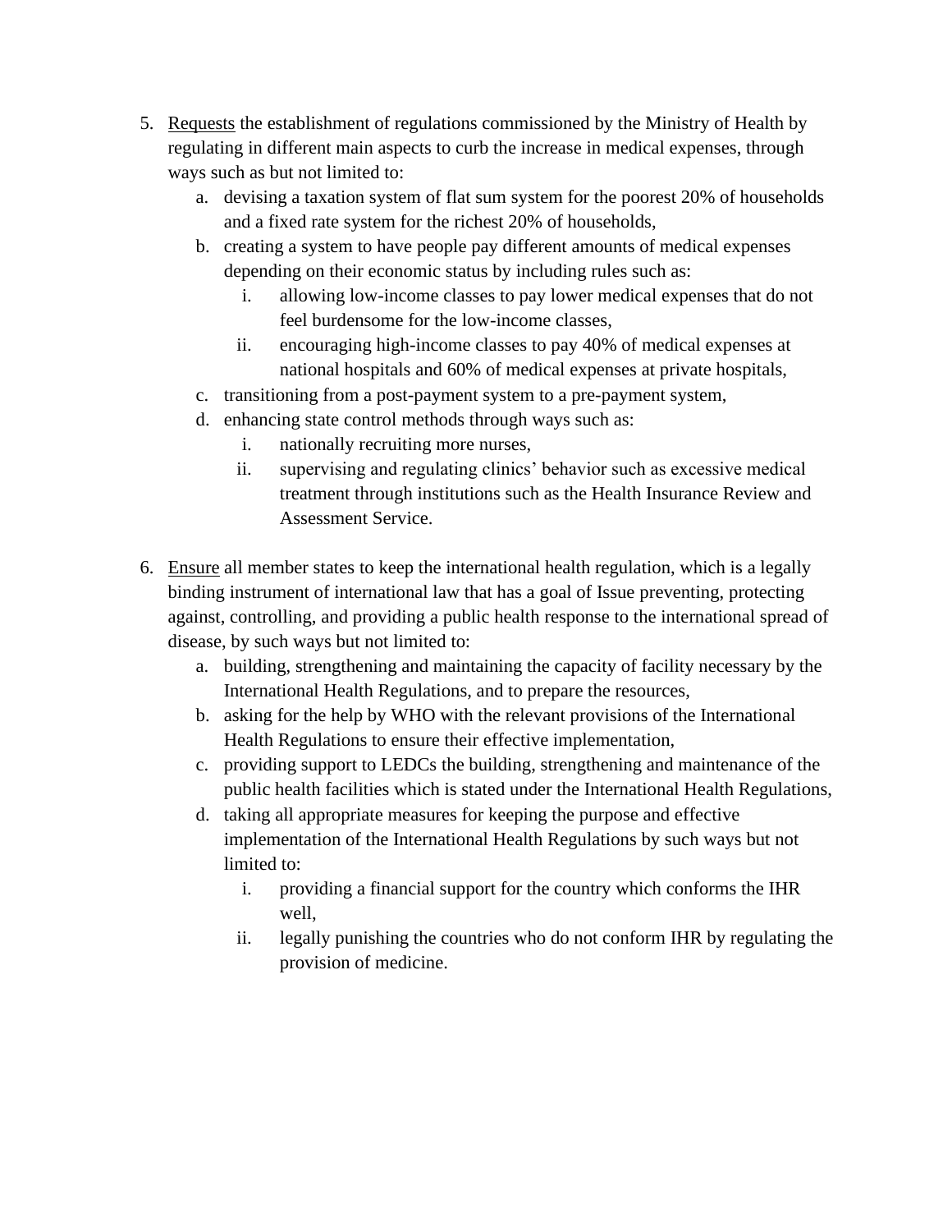5. <u>Requests</u> the establishment of regulations commissioned by the Ministry of Health by regulating in different main aspects to curb the increase in medical expenses, through ways such as but not limited to:
    a. devising a taxation system of flat sum system for the poorest 20% of households and a fixed rate system for the richest 20% of households,
    b. creating a system to have people pay different amounts of medical expenses depending on their economic status by including rules such as:
        i. allowing low-income classes to pay lower medical expenses that do not feel burdensome for the low-income classes,
        ii. encouraging high-income classes to pay 40% of medical expenses at national hospitals and 60% of medical expenses at private hospitals,
    c. transitioning from a post-payment system to a pre-payment system,
    d. enhancing state control methods through ways such as:
        i. nationally recruiting more nurses,
        ii. supervising and regulating clinics' behavior such as excessive medical treatment through institutions such as the Health Insurance Review and Assessment Service.

6. <u>Ensure</u> all member states to keep the international health regulation, which is a legally binding instrument of international law that has a goal of Issue preventing, protecting against, controlling, and providing a public health response to the international spread of disease, by such ways but not limited to:
    a. building, strengthening and maintaining the capacity of facility necessary by the International Health Regulations, and to prepare the resources,
    b. asking for the help by WHO with the relevant provisions of the International Health Regulations to ensure their effective implementation,
    c. providing support to LEDCs the building, strengthening and maintenance of the public health facilities which is stated under the International Health Regulations,
    d. taking all appropriate measures for keeping the purpose and effective implementation of the International Health Regulations by such ways but not limited to:
        i. providing a financial support for the country which conforms the IHR well,
        ii. legally punishing the countries who do not conform IHR by regulating the provision of medicine.